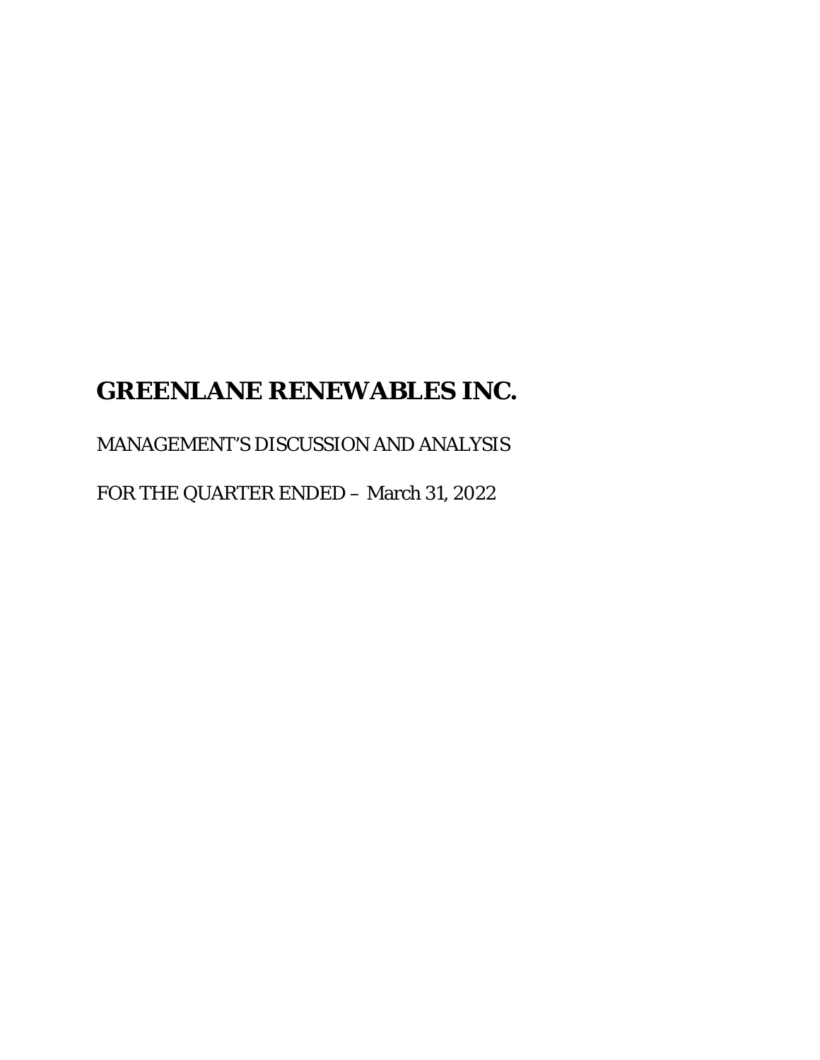# GREENLANE RENEWABLES INC.

MANAGEMENT'S DISCUSSION AND ANALYSIS

FOR THE QUARTER ENDED – March 31, 2022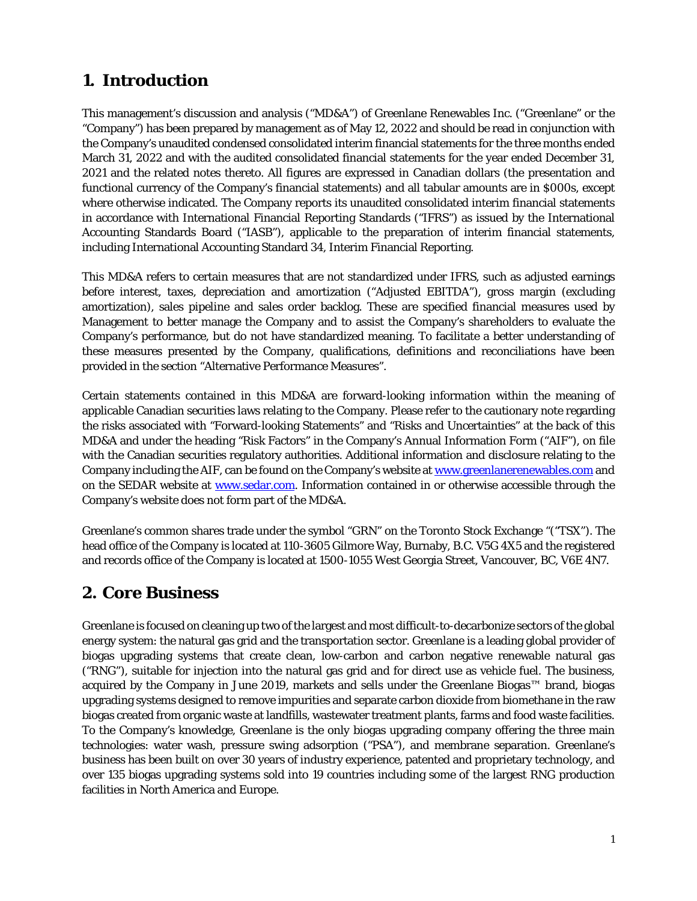# 1. Introduction

This management's discussion and analysis ("MD&A") of Greenlane Renewables Inc. ("Greenlane" or the "Company") has been prepared by management as of May 12, 2022 and should be read in conjunction with the Company's unaudited condensed consolidated interim financial statements for the three months ended March 31, 2022 and with the audited consolidated financial statements for the year ended December 31, 2021 and the related notes thereto. All figures are expressed in Canadian dollars (the presentation and functional currency of the Company's financial statements) and all tabular amounts are in $000s, except where otherwise indicated. The Company reports its unaudited consolidated interim financial statements in accordance with International Financial Reporting Standards ("IFRS") as issued by the International Accounting Standards Board ("IASB"), applicable to the preparation of interim financial statements, including International Accounting Standard 34, Interim Financial Reporting.

This MD&A refers to certain measures that are not standardized under IFRS, such as adjusted earnings before interest, taxes, depreciation and amortization ("Adjusted EBITDA"), gross margin (excluding amortization), sales pipeline and sales order backlog. These are specified financial measures used by Management to better manage the Company and to assist the Company's shareholders to evaluate the Company's performance, but do not have standardized meaning. To facilitate a better understanding of these measures presented by the Company, qualifications, definitions and reconciliations have been provided in the section "Alternative Performance Measures".

Certain statements contained in this MD&A are forward-looking information within the meaning of applicable Canadian securities laws relating to the Company. Please refer to the cautionary note regarding the risks associated with "Forward-looking Statements" and "Risks and Uncertainties" at the back of this MD&A and under the heading "Risk Factors" in the Company's Annual Information Form ("AIF"), on file with the Canadian securities regulatory authorities. Additional information and disclosure relating to the Company including the AIF, can be found on the Company's website at [www.greenlanerenewables.com](http://www.greenlanerenewables.com) and on the SEDAR website at [www.sedar.com](http://www.sedar.com). Information contained in or otherwise accessible through the Company's website does not form part of the MD&A.

Greenlane's common shares trade under the symbol "GRN" on the Toronto Stock Exchange "("TSX"). The head office of the Company is located at 110-3605 Gilmore Way, Burnaby, B.C. V5G 4X5 and the registered and records office of the Company is located at 1500-1055 West Georgia Street, Vancouver, BC, V6E 4N7.

# 2. Core Business

Greenlane is focused on cleaning up two of the largest and most difficult-to-decarbonize sectors of the global energy system: the natural gas grid and the transportation sector. Greenlane is a leading global provider of biogas upgrading systems that create clean, low-carbon and carbon negative renewable natural gas ("RNG"), suitable for injection into the natural gas grid and for direct use as vehicle fuel. The business, acquired by the Company in June 2019, markets and sells under the Greenlane Biogas™ brand, biogas upgrading systems designed to remove impurities and separate carbon dioxide from biomethane in the raw biogas created from organic waste at landfills, wastewater treatment plants, farms and food waste facilities. To the Company's knowledge, Greenlane is the only biogas upgrading company offering the three main technologies: water wash, pressure swing adsorption ("PSA"), and membrane separation. Greenlane's business has been built on over 30 years of industry experience, patented and proprietary technology, and over 135 biogas upgrading systems sold into 19 countries including some of the largest RNG production facilities in North America and Europe.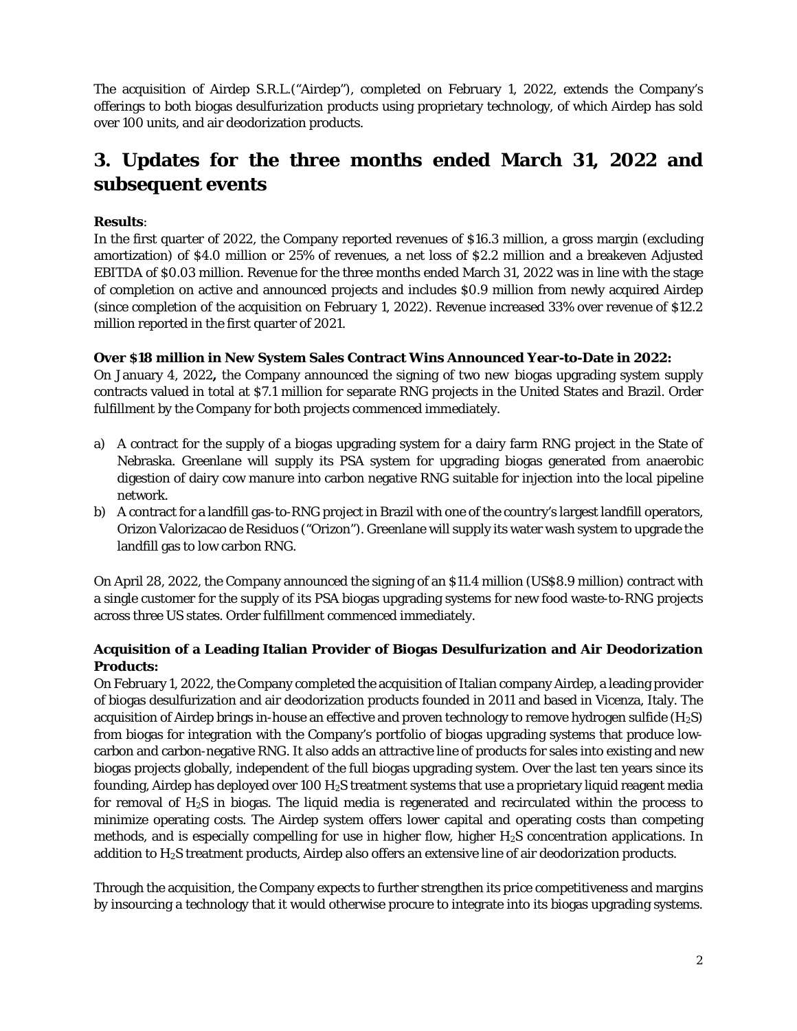The acquisition of Airdep S.R.L.("Airdep"), completed on February 1, 2022, extends the Company's offerings to both biogas desulfurization products using proprietary technology, of which Airdep has sold over 100 units, and air deodorization products.

# 3. Updates for the three months ended March 31, 2022 and subsequent events

**Results**:
In the first quarter of 2022, the Company reported revenues of $16.3 million, a gross margin (excluding amortization) of $4.0 million or 25% of revenues, a net loss of $2.2 million and a breakeven Adjusted EBITDA of $0.03 million. Revenue for the three months ended March 31, 2022 was in line with the stage of completion on active and announced projects and includes $0.9 million from newly acquired Airdep (since completion of the acquisition on February 1, 2022). Revenue increased 33% over revenue of $12.2 million reported in the first quarter of 2021.

**Over $18 million in New System Sales Contract Wins Announced Year-to-Date in 2022:**
On January 4, 2022**,** the Company announced the signing of two new biogas upgrading system supply contracts valued in total at $7.1 million for separate RNG projects in the United States and Brazil. Order fulfillment by the Company for both projects commenced immediately.

a) A contract for the supply of a biogas upgrading system for a dairy farm RNG project in the State of Nebraska. Greenlane will supply its PSA system for upgrading biogas generated from anaerobic digestion of dairy cow manure into carbon negative RNG suitable for injection into the local pipeline network.
b) A contract for a landfill gas-to-RNG project in Brazil with one of the country's largest landfill operators, Orizon Valorizacao de Residuos ("Orizon"). Greenlane will supply its water wash system to upgrade the landfill gas to low carbon RNG.

On April 28, 2022, the Company announced the signing of an $11.4 million (US$8.9 million) contract with a single customer for the supply of its PSA biogas upgrading systems for new food waste-to-RNG projects across three US states. Order fulfillment commenced immediately.

**Acquisition of a Leading Italian Provider of Biogas Desulfurization and Air Deodorization Products:**
On February 1, 2022, the Company completed the acquisition of Italian company Airdep, a leading provider of biogas desulfurization and air deodorization products founded in 2011 and based in Vicenza, Italy. The acquisition of Airdep brings in-house an effective and proven technology to remove hydrogen sulfide ($H_2S$) from biogas for integration with the Company's portfolio of biogas upgrading systems that produce low-carbon and carbon-negative RNG. It also adds an attractive line of products for sales into existing and new biogas projects globally, independent of the full biogas upgrading system. Over the last ten years since its founding, Airdep has deployed over 100 $H_2S$ treatment systems that use a proprietary liquid reagent media for removal of $H_2S$ in biogas. The liquid media is regenerated and recirculated within the process to minimize operating costs. The Airdep system offers lower capital and operating costs than competing methods, and is especially compelling for use in higher flow, higher $H_2S$ concentration applications. In addition to $H_2S$ treatment products, Airdep also offers an extensive line of air deodorization products.

Through the acquisition, the Company expects to further strengthen its price competitiveness and margins by insourcing a technology that it would otherwise procure to integrate into its biogas upgrading systems.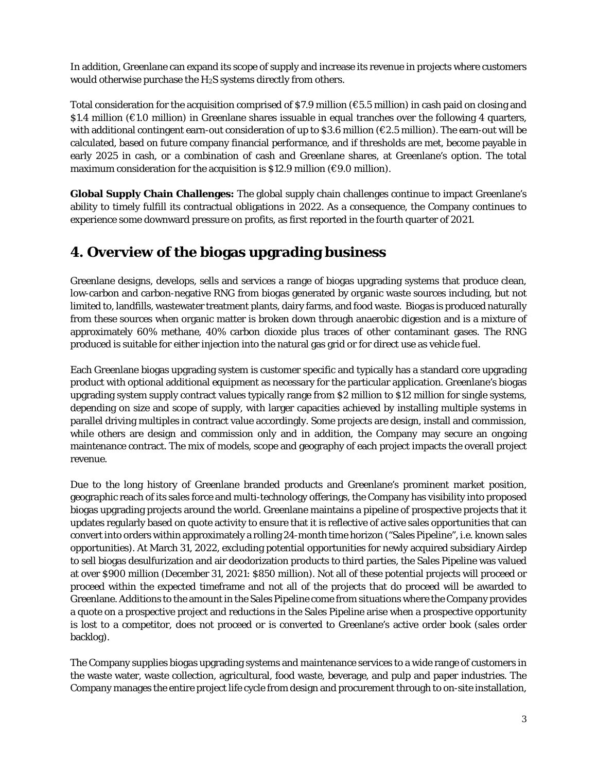In addition, Greenlane can expand its scope of supply and increase its revenue in projects where customers would otherwise purchase the $H_2S$ systems directly from others.

Total consideration for the acquisition comprised of $7.9 million (€5.5 million) in cash paid on closing and $1.4 million (€1.0 million) in Greenlane shares issuable in equal tranches over the following 4 quarters, with additional contingent earn-out consideration of up to $3.6 million (€2.5 million). The earn-out will be calculated, based on future company financial performance, and if thresholds are met, become payable in early 2025 in cash, or a combination of cash and Greenlane shares, at Greenlane's option. The total maximum consideration for the acquisition is $12.9 million (€9.0 million).

**Global Supply Chain Challenges:** The global supply chain challenges continue to impact Greenlane's ability to timely fulfill its contractual obligations in 2022. As a consequence, the Company continues to experience some downward pressure on profits, as first reported in the fourth quarter of 2021.

# 4. Overview of the biogas upgrading business

Greenlane designs, develops, sells and services a range of biogas upgrading systems that produce clean, low-carbon and carbon-negative RNG from biogas generated by organic waste sources including, but not limited to, landfills, wastewater treatment plants, dairy farms, and food waste. Biogas is produced naturally from these sources when organic matter is broken down through anaerobic digestion and is a mixture of approximately 60% methane, 40% carbon dioxide plus traces of other contaminant gases. The RNG produced is suitable for either injection into the natural gas grid or for direct use as vehicle fuel.

Each Greenlane biogas upgrading system is customer specific and typically has a standard core upgrading product with optional additional equipment as necessary for the particular application. Greenlane's biogas upgrading system supply contract values typically range from $2 million to $12 million for single systems, depending on size and scope of supply, with larger capacities achieved by installing multiple systems in parallel driving multiples in contract value accordingly. Some projects are design, install and commission, while others are design and commission only and in addition, the Company may secure an ongoing maintenance contract. The mix of models, scope and geography of each project impacts the overall project revenue.

Due to the long history of Greenlane branded products and Greenlane's prominent market position, geographic reach of its sales force and multi-technology offerings, the Company has visibility into proposed biogas upgrading projects around the world. Greenlane maintains a pipeline of prospective projects that it updates regularly based on quote activity to ensure that it is reflective of active sales opportunities that can convert into orders within approximately a rolling 24-month time horizon ("Sales Pipeline", i.e. known sales opportunities). At March 31, 2022, excluding potential opportunities for newly acquired subsidiary Airdep to sell biogas desulfurization and air deodorization products to third parties, the Sales Pipeline was valued at over $900 million (December 31, 2021: $850 million). Not all of these potential projects will proceed or proceed within the expected timeframe and not all of the projects that do proceed will be awarded to Greenlane. Additions to the amount in the Sales Pipeline come from situations where the Company provides a quote on a prospective project and reductions in the Sales Pipeline arise when a prospective opportunity is lost to a competitor, does not proceed or is converted to Greenlane's active order book (sales order backlog).

The Company supplies biogas upgrading systems and maintenance services to a wide range of customers in the waste water, waste collection, agricultural, food waste, beverage, and pulp and paper industries. The Company manages the entire project life cycle from design and procurement through to on-site installation,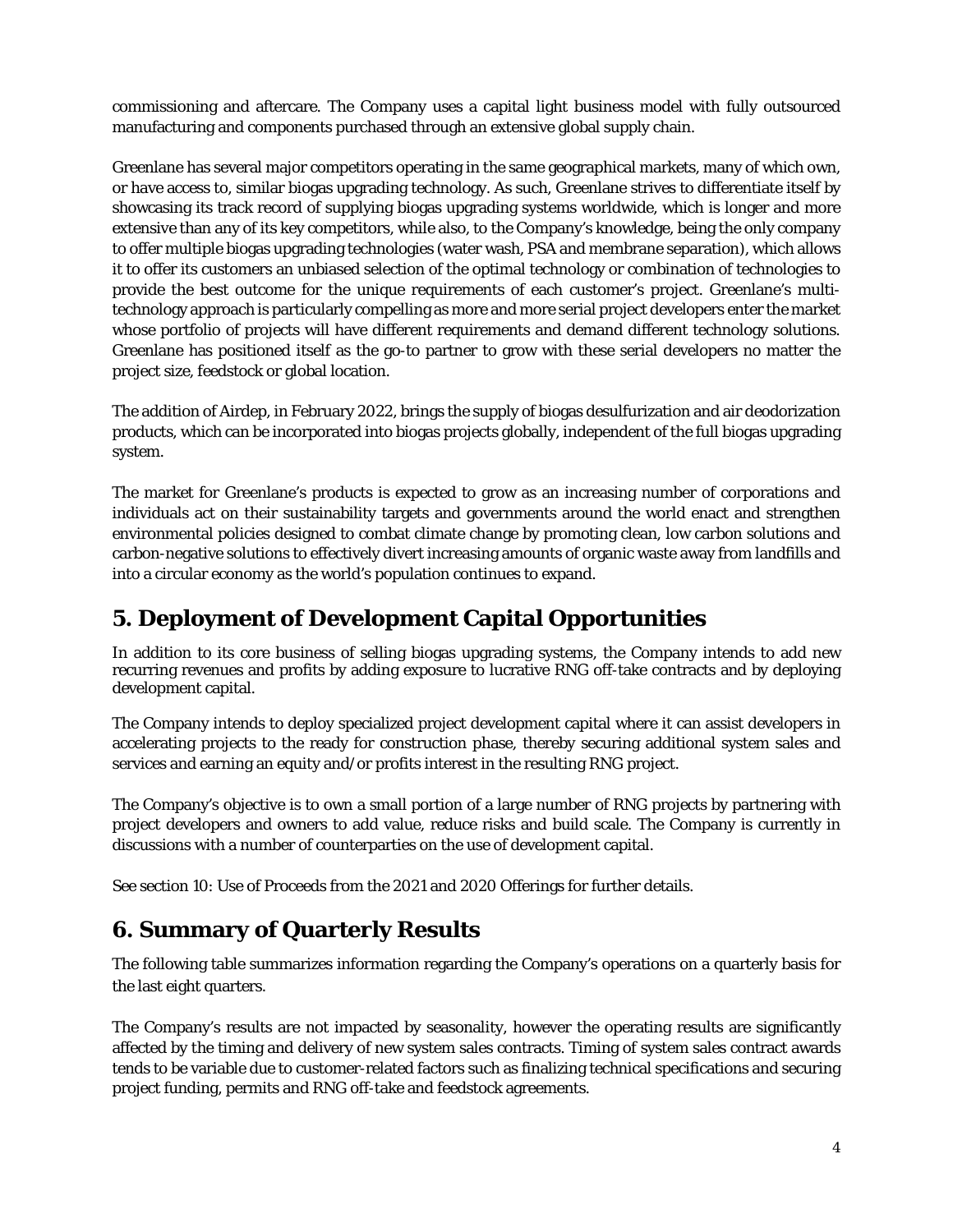commissioning and aftercare. The Company uses a capital light business model with fully outsourced manufacturing and components purchased through an extensive global supply chain.

Greenlane has several major competitors operating in the same geographical markets, many of which own, or have access to, similar biogas upgrading technology. As such, Greenlane strives to differentiate itself by showcasing its track record of supplying biogas upgrading systems worldwide, which is longer and more extensive than any of its key competitors, while also, to the Company's knowledge, being the only company to offer multiple biogas upgrading technologies (water wash, PSA and membrane separation), which allows it to offer its customers an unbiased selection of the optimal technology or combination of technologies to provide the best outcome for the unique requirements of each customer's project. Greenlane's multi-technology approach is particularly compelling as more and more serial project developers enter the market whose portfolio of projects will have different requirements and demand different technology solutions. Greenlane has positioned itself as the go-to partner to grow with these serial developers no matter the project size, feedstock or global location.

The addition of Airdep, in February 2022, brings the supply of biogas desulfurization and air deodorization products, which can be incorporated into biogas projects globally, independent of the full biogas upgrading system.

The market for Greenlane's products is expected to grow as an increasing number of corporations and individuals act on their sustainability targets and governments around the world enact and strengthen environmental policies designed to combat climate change by promoting clean, low carbon solutions and carbon-negative solutions to effectively divert increasing amounts of organic waste away from landfills and into a circular economy as the world's population continues to expand.

## 5. Deployment of Development Capital Opportunities

In addition to its core business of selling biogas upgrading systems, the Company intends to add new recurring revenues and profits by adding exposure to lucrative RNG off-take contracts and by deploying development capital.

The Company intends to deploy specialized project development capital where it can assist developers in accelerating projects to the ready for construction phase, thereby securing additional system sales and services and earning an equity and/or profits interest in the resulting RNG project.

The Company's objective is to own a small portion of a large number of RNG projects by partnering with project developers and owners to add value, reduce risks and build scale. The Company is currently in discussions with a number of counterparties on the use of development capital.

See section 10: Use of Proceeds from the 2021 and 2020 Offerings for further details.

## 6. Summary of Quarterly Results

The following table summarizes information regarding the Company's operations on a quarterly basis for the last eight quarters.

The Company's results are not impacted by seasonality, however the operating results are significantly affected by the timing and delivery of new system sales contracts. Timing of system sales contract awards tends to be variable due to customer-related factors such as finalizing technical specifications and securing project funding, permits and RNG off-take and feedstock agreements.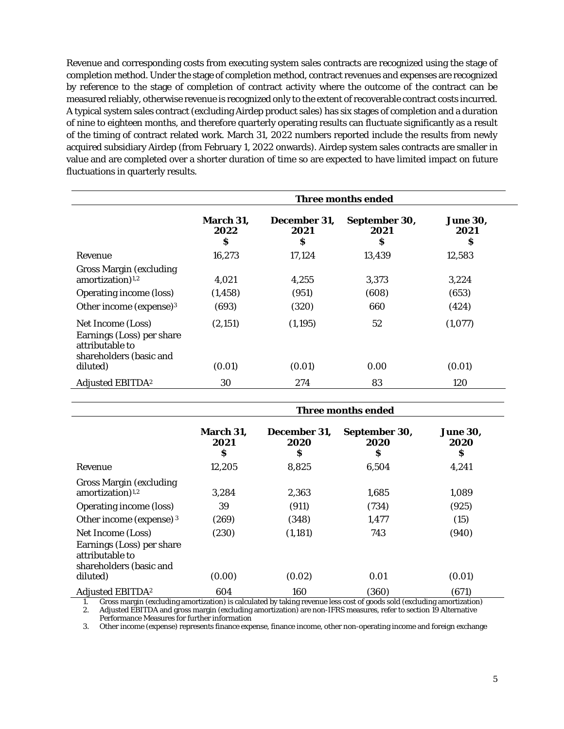Revenue and corresponding costs from executing system sales contracts are recognized using the stage of completion method. Under the stage of completion method, contract revenues and expenses are recognized by reference to the stage of completion of contract activity where the outcome of the contract can be measured reliably, otherwise revenue is recognized only to the extent of recoverable contract costs incurred. A typical system sales contract (excluding Airdep product sales) has six stages of completion and a duration of nine to eighteen months, and therefore quarterly operating results can fluctuate significantly as a result of the timing of contract related work. March 31, 2022 numbers reported include the results from newly acquired subsidiary Airdep (from February 1, 2022 onwards). Airdep system sales contracts are smaller in value and are completed over a shorter duration of time so are expected to have limited impact on future fluctuations in quarterly results.

| | **Three months ended** | | | |
|---|---|---|---|---|
| | **March 31, 2022 $** | **December 31, 2021 $** | **September 30, 2021 $** | **June 30, 2021 $** |
| Revenue | 16,273 | 17,124 | 13,439 | 12,583 |
| Gross Margin (excluding amortization)[1,2] | 4,021 | 4,255 | 3,373 | 3,224 |
| Operating income (loss) | (1,458) | (951) | (608) | (653) |
| Other income (expense)[3] | (693) | (320) | 660 | (424) |
| Net Income (Loss) | (2,151) | (1,195) | 52 | (1,077) |
| Earnings (Loss) per share attributable to shareholders (basic and diluted) | (0.01) | (0.01) | 0.00 | (0.01) |
| Adjusted EBITDA[2] | 30 | 274 | 83 | 120 |

| | **Three months ended** | | | |
|---|---|---|---|---|
| | **March 31, 2021 $** | **December 31, 2020 $** | **September 30, 2020 $** | **June 30, 2020 $** |
| Revenue | 12,205 | 8,825 | 6,504 | 4,241 |
| Gross Margin (excluding amortization)[1,2] | 3,284 | 2,363 | 1,685 | 1,089 |
| Operating income (loss) | 39 | (911) | (734) | (925) |
| Other income (expense)[3] | (269) | (348) | 1,477 | (15) |
| Net Income (Loss) | (230) | (1,181) | 743 | (940) |
| Earnings (Loss) per share attributable to shareholders (basic and diluted) | (0.00) | (0.02) | 0.01 | (0.01) |
| Adjusted EBITDA[2] | 604 | 160 | (360) | (671) |

1. Gross margin (excluding amortization) is calculated by taking revenue less cost of goods sold (excluding amortization)
2. Adjusted EBITDA and gross margin (excluding amortization) are non-IFRS measures, refer to section 19 Alternative Performance Measures for further information
3. Other income (expense) represents finance expense, finance income, other non-operating income and foreign exchange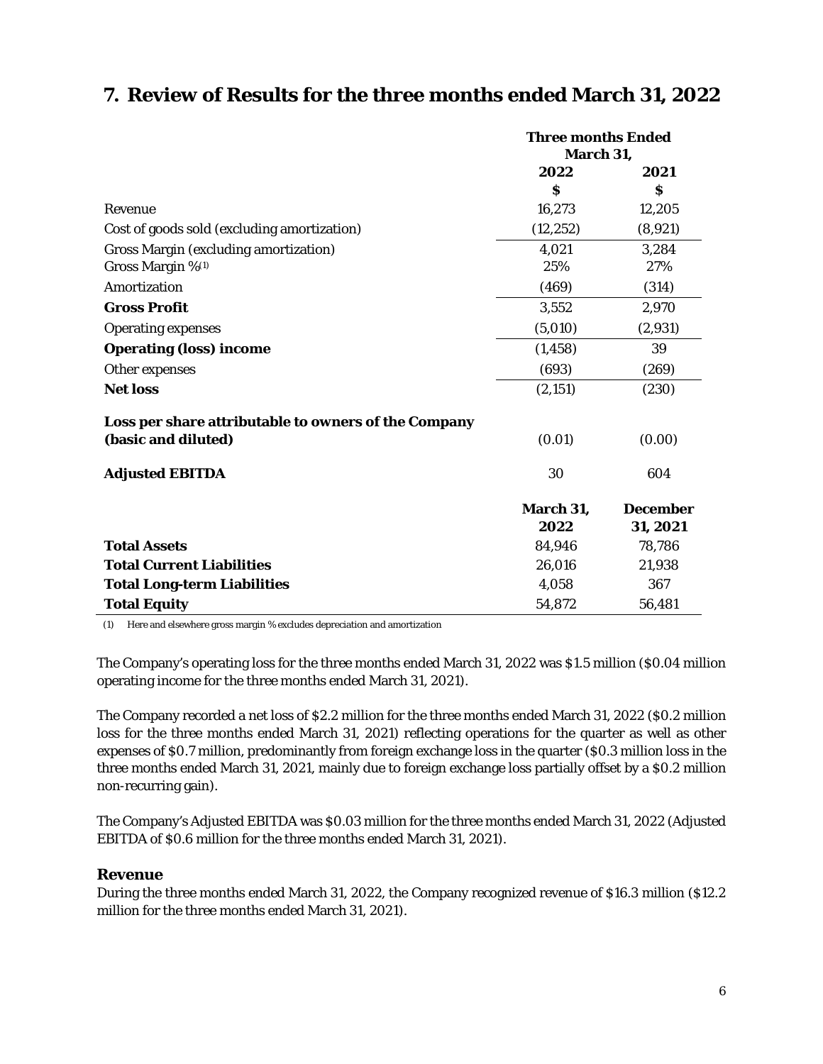## 7. Review of Results for the three months ended March 31, 2022

| | Three months Ended March 31, | |
|---|---|---|
| | 2022 | 2021 |
| | $ | $ |
| Revenue | 16,273 | 12,205 |
| Cost of goods sold (excluding amortization) | (12,252) | (8,921) |
| Gross Margin (excluding amortization) | 4,021 | 3,284 |
| Gross Margin %(1) | 25% | 27% |
| Amortization | (469) | (314) |
| **Gross Profit** | 3,552 | 2,970 |
| Operating expenses | (5,010) | (2,931) |
| **Operating (loss) income** | (1,458) | 39 |
| Other expenses | (693) | (269) |
| **Net loss** | (2,151) | (230) |
| **Loss per share attributable to owners of the Company (basic and diluted)** | (0.01) | (0.00) |
| **Adjusted EBITDA** | 30 | 604 |
| | **March 31, 2022** | **December 31, 2021** |
| **Total Assets** | 84,946 | 78,786 |
| **Total Current Liabilities** | 26,016 | 21,938 |
| **Total Long-term Liabilities** | 4,058 | 367 |
| **Total Equity** | 54,872 | 56,481 |

(1) Here and elsewhere gross margin % excludes depreciation and amortization

The Company's operating loss for the three months ended March 31, 2022 was $1.5 million ($0.04 million operating income for the three months ended March 31, 2021).

The Company recorded a net loss of $2.2 million for the three months ended March 31, 2022 ($0.2 million loss for the three months ended March 31, 2021) reflecting operations for the quarter as well as other expenses of $0.7 million, predominantly from foreign exchange loss in the quarter ($0.3 million loss in the three months ended March 31, 2021, mainly due to foreign exchange loss partially offset by a $0.2 million non-recurring gain).

The Company's Adjusted EBITDA was $0.03 million for the three months ended March 31, 2022 (Adjusted EBITDA of $0.6 million for the three months ended March 31, 2021).

### Revenue

During the three months ended March 31, 2022, the Company recognized revenue of $16.3 million ($12.2 million for the three months ended March 31, 2021).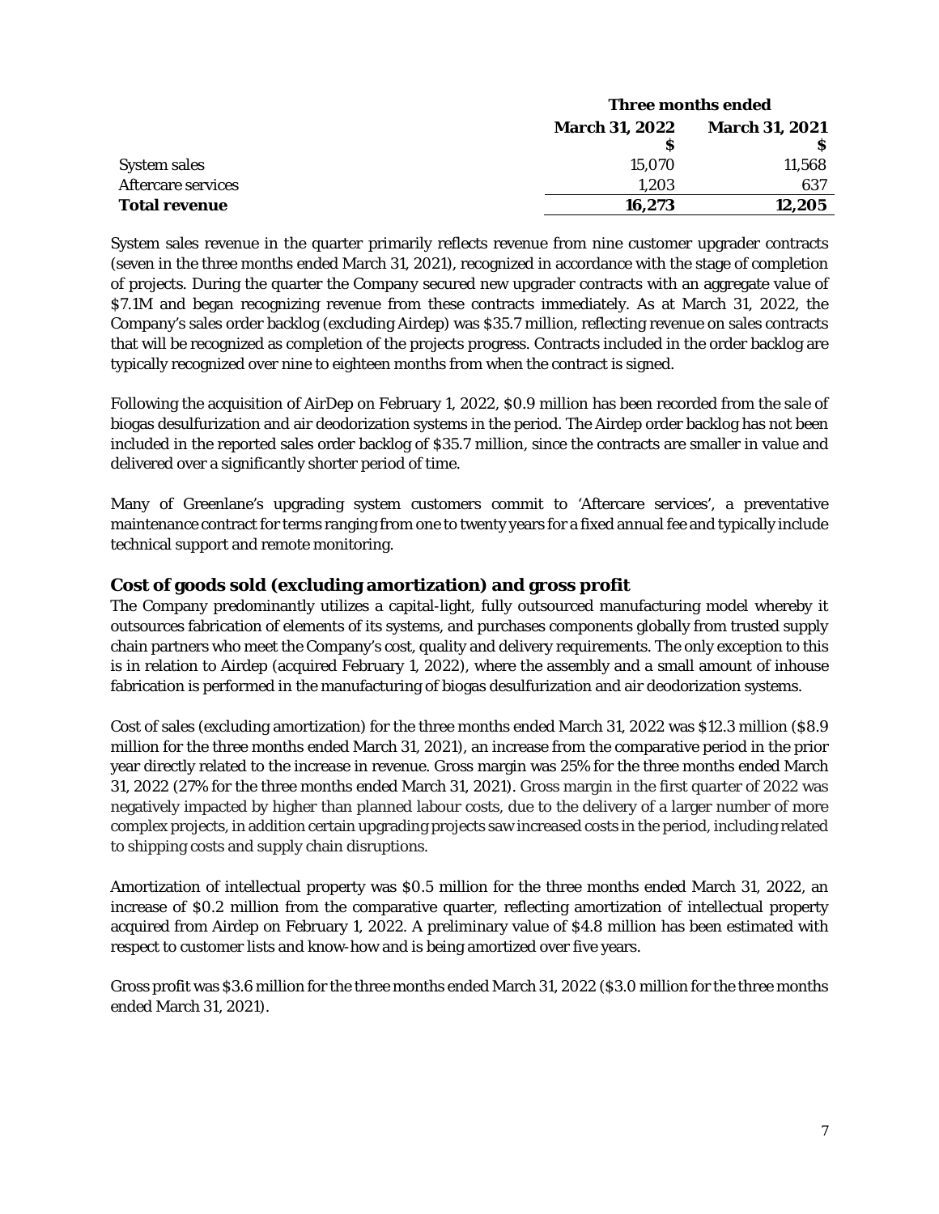| | Three months ended | |
|---|---|---|
| | March 31, 2022 | March 31, 2021 |
| | $ | $ |
| System sales | 15,070 | 11,568 |
| Aftercare services | 1,203 | 637 |
| **Total revenue** | **16,273** | **12,205** |

System sales revenue in the quarter primarily reflects revenue from nine customer upgrader contracts (seven in the three months ended March 31, 2021), recognized in accordance with the stage of completion of projects. During the quarter the Company secured new upgrader contracts with an aggregate value of $7.1M and began recognizing revenue from these contracts immediately. As at March 31, 2022, the Company's sales order backlog (excluding Airdep) was $35.7 million, reflecting revenue on sales contracts that will be recognized as completion of the projects progress. Contracts included in the order backlog are typically recognized over nine to eighteen months from when the contract is signed.

Following the acquisition of AirDep on February 1, 2022, $0.9 million has been recorded from the sale of biogas desulfurization and air deodorization systems in the period. The Airdep order backlog has not been included in the reported sales order backlog of $35.7 million, since the contracts are smaller in value and delivered over a significantly shorter period of time.

Many of Greenlane's upgrading system customers commit to 'Aftercare services', a preventative maintenance contract for terms ranging from one to twenty years for a fixed annual fee and typically include technical support and remote monitoring.

## Cost of goods sold (excluding amortization) and gross profit

The Company predominantly utilizes a capital-light, fully outsourced manufacturing model whereby it outsources fabrication of elements of its systems, and purchases components globally from trusted supply chain partners who meet the Company's cost, quality and delivery requirements. The only exception to this is in relation to Airdep (acquired February 1, 2022), where the assembly and a small amount of inhouse fabrication is performed in the manufacturing of biogas desulfurization and air deodorization systems.

Cost of sales (excluding amortization) for the three months ended March 31, 2022 was $12.3 million ($8.9 million for the three months ended March 31, 2021), an increase from the comparative period in the prior year directly related to the increase in revenue. Gross margin was 25% for the three months ended March 31, 2022 (27% for the three months ended March 31, 2021). Gross margin in the first quarter of 2022 was negatively impacted by higher than planned labour costs, due to the delivery of a larger number of more complex projects, in addition certain upgrading projects saw increased costs in the period, including related to shipping costs and supply chain disruptions.

Amortization of intellectual property was $0.5 million for the three months ended March 31, 2022, an increase of $0.2 million from the comparative quarter, reflecting amortization of intellectual property acquired from Airdep on February 1, 2022. A preliminary value of $4.8 million has been estimated with respect to customer lists and know-how and is being amortized over five years.

Gross profit was $3.6 million for the three months ended March 31, 2022 ($3.0 million for the three months ended March 31, 2021).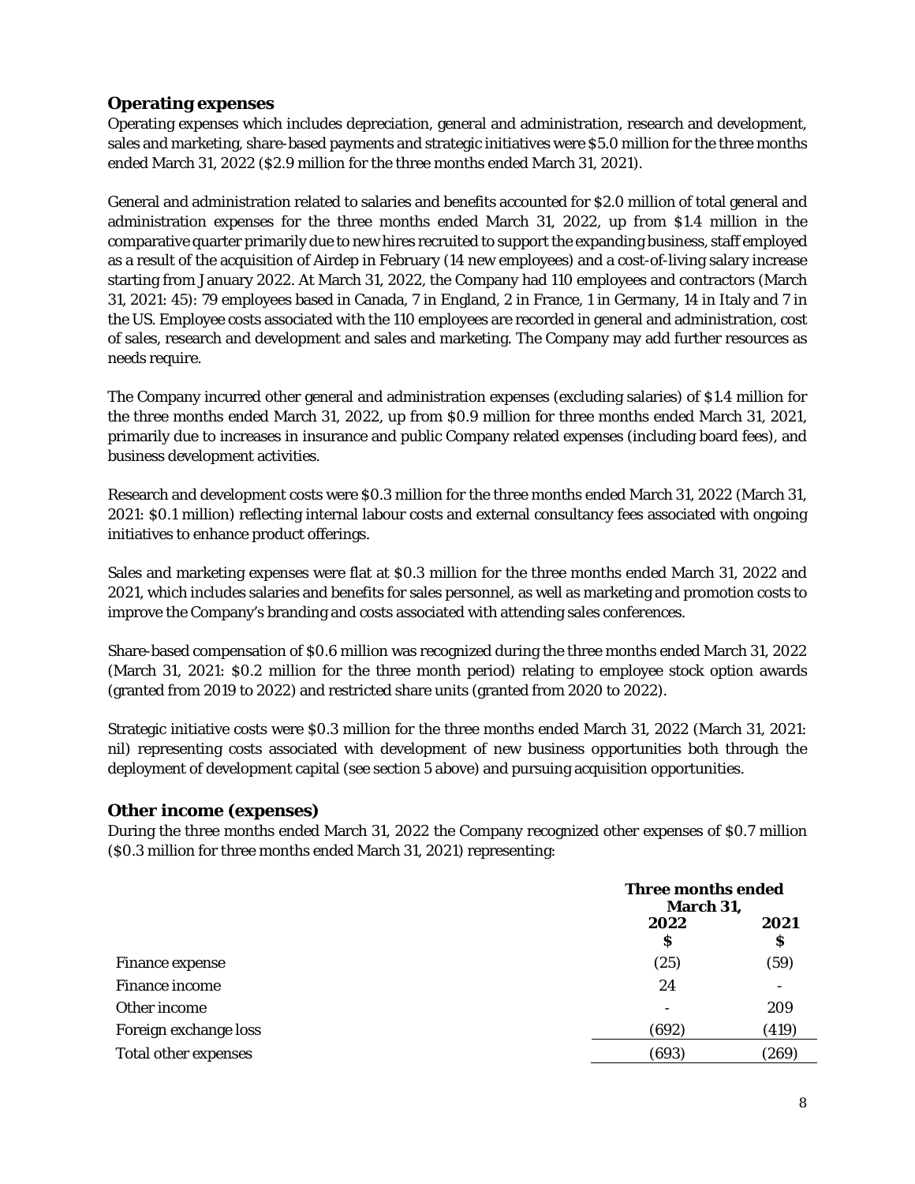## Operating expenses

Operating expenses which includes depreciation, general and administration, research and development, sales and marketing, share-based payments and strategic initiatives were $5.0 million for the three months ended March 31, 2022 ($2.9 million for the three months ended March 31, 2021).

General and administration related to salaries and benefits accounted for $2.0 million of total general and administration expenses for the three months ended March 31, 2022, up from $1.4 million in the comparative quarter primarily due to new hires recruited to support the expanding business, staff employed as a result of the acquisition of Airdep in February (14 new employees) and a cost-of-living salary increase starting from January 2022. At March 31, 2022, the Company had 110 employees and contractors (March 31, 2021: 45): 79 employees based in Canada, 7 in England, 2 in France, 1 in Germany, 14 in Italy and 7 in the US. Employee costs associated with the 110 employees are recorded in general and administration, cost of sales, research and development and sales and marketing. The Company may add further resources as needs require.

The Company incurred other general and administration expenses (excluding salaries) of $1.4 million for the three months ended March 31, 2022, up from $0.9 million for three months ended March 31, 2021, primarily due to increases in insurance and public Company related expenses (including board fees), and business development activities.

Research and development costs were $0.3 million for the three months ended March 31, 2022 (March 31, 2021: $0.1 million) reflecting internal labour costs and external consultancy fees associated with ongoing initiatives to enhance product offerings.

Sales and marketing expenses were flat at $0.3 million for the three months ended March 31, 2022 and 2021, which includes salaries and benefits for sales personnel, as well as marketing and promotion costs to improve the Company's branding and costs associated with attending sales conferences.

Share-based compensation of $0.6 million was recognized during the three months ended March 31, 2022 (March 31, 2021: $0.2 million for the three month period) relating to employee stock option awards (granted from 2019 to 2022) and restricted share units (granted from 2020 to 2022).

Strategic initiative costs were $0.3 million for the three months ended March 31, 2022 (March 31, 2021: nil) representing costs associated with development of new business opportunities both through the deployment of development capital (see section 5 above) and pursuing acquisition opportunities.

## Other income (expenses)

During the three months ended March 31, 2022 the Company recognized other expenses of $0.7 million ($0.3 million for three months ended March 31, 2021) representing:

| | **Three months ended March 31,** | |
|---|---|---|
| | **2022** **$** | **2021** **$** |
| Finance expense | (25) | (59) |
| Finance income | 24 | - |
| Other income | - | 209 |
| Foreign exchange loss | (692) | (419) |
| Total other expenses | (693) | (269) |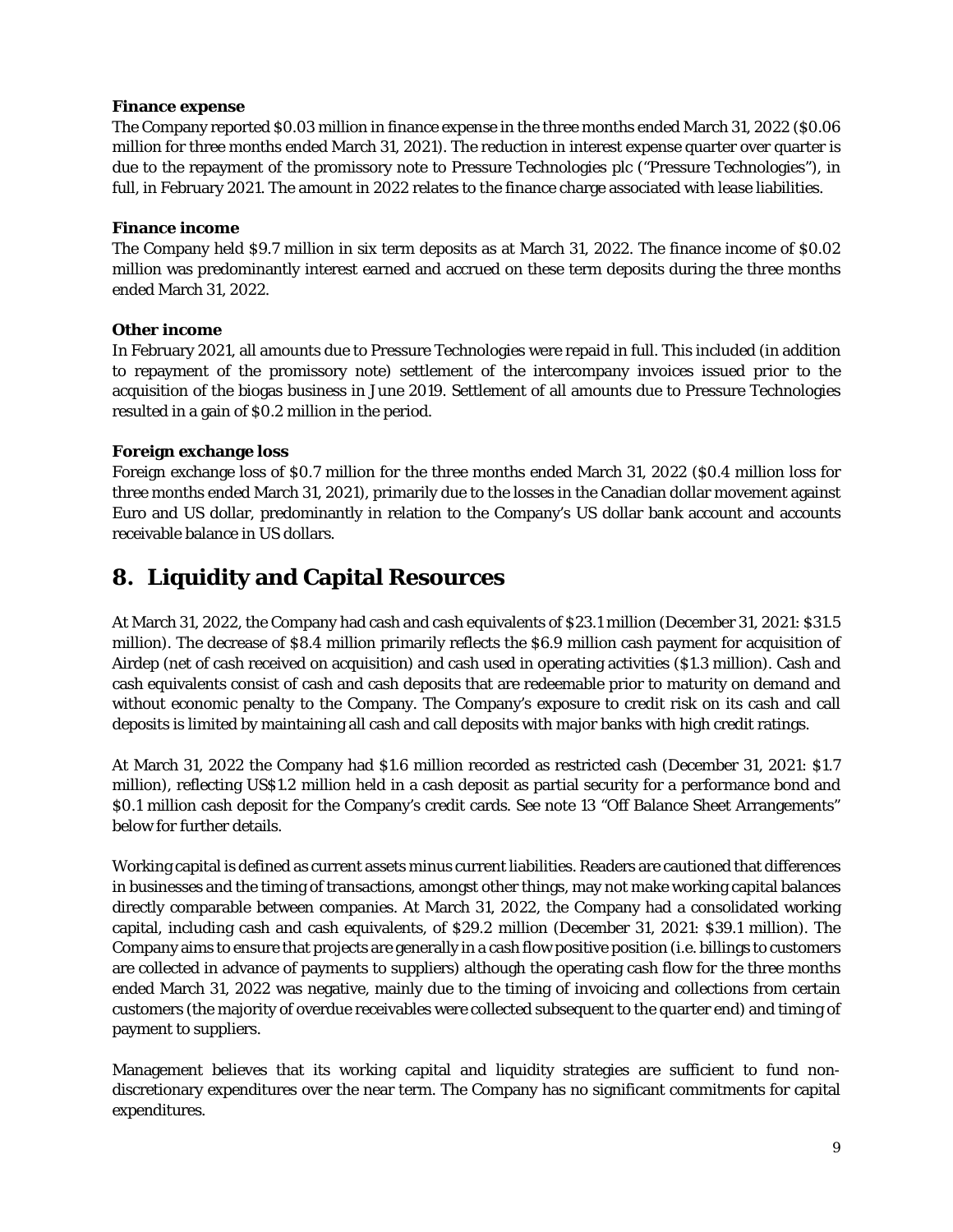**Finance expense**

The Company reported $0.03 million in finance expense in the three months ended March 31, 2022 ($0.06 million for three months ended March 31, 2021). The reduction in interest expense quarter over quarter is due to the repayment of the promissory note to Pressure Technologies plc ("Pressure Technologies"), in full, in February 2021. The amount in 2022 relates to the finance charge associated with lease liabilities.

**Finance income**

The Company held $9.7 million in six term deposits as at March 31, 2022. The finance income of $0.02 million was predominantly interest earned and accrued on these term deposits during the three months ended March 31, 2022.

**Other income**

In February 2021, all amounts due to Pressure Technologies were repaid in full. This included (in addition to repayment of the promissory note) settlement of the intercompany invoices issued prior to the acquisition of the biogas business in June 2019. Settlement of all amounts due to Pressure Technologies resulted in a gain of $0.2 million in the period.

**Foreign exchange loss**

Foreign exchange loss of $0.7 million for the three months ended March 31, 2022 ($0.4 million loss for three months ended March 31, 2021), primarily due to the losses in the Canadian dollar movement against Euro and US dollar, predominantly in relation to the Company's US dollar bank account and accounts receivable balance in US dollars.

# 8. Liquidity and Capital Resources

At March 31, 2022, the Company had cash and cash equivalents of $23.1 million (December 31, 2021: $31.5 million). The decrease of $8.4 million primarily reflects the $6.9 million cash payment for acquisition of Airdep (net of cash received on acquisition) and cash used in operating activities ($1.3 million). Cash and cash equivalents consist of cash and cash deposits that are redeemable prior to maturity on demand and without economic penalty to the Company. The Company's exposure to credit risk on its cash and call deposits is limited by maintaining all cash and call deposits with major banks with high credit ratings.

At March 31, 2022 the Company had $1.6 million recorded as restricted cash (December 31, 2021: $1.7 million), reflecting US$1.2 million held in a cash deposit as partial security for a performance bond and $0.1 million cash deposit for the Company's credit cards. See note 13 "Off Balance Sheet Arrangements" below for further details.

Working capital is defined as current assets minus current liabilities. Readers are cautioned that differences in businesses and the timing of transactions, amongst other things, may not make working capital balances directly comparable between companies. At March 31, 2022, the Company had a consolidated working capital, including cash and cash equivalents, of $29.2 million (December 31, 2021: $39.1 million). The Company aims to ensure that projects are generally in a cash flow positive position (i.e. billings to customers are collected in advance of payments to suppliers) although the operating cash flow for the three months ended March 31, 2022 was negative, mainly due to the timing of invoicing and collections from certain customers (the majority of overdue receivables were collected subsequent to the quarter end) and timing of payment to suppliers.

Management believes that its working capital and liquidity strategies are sufficient to fund non-discretionary expenditures over the near term. The Company has no significant commitments for capital expenditures.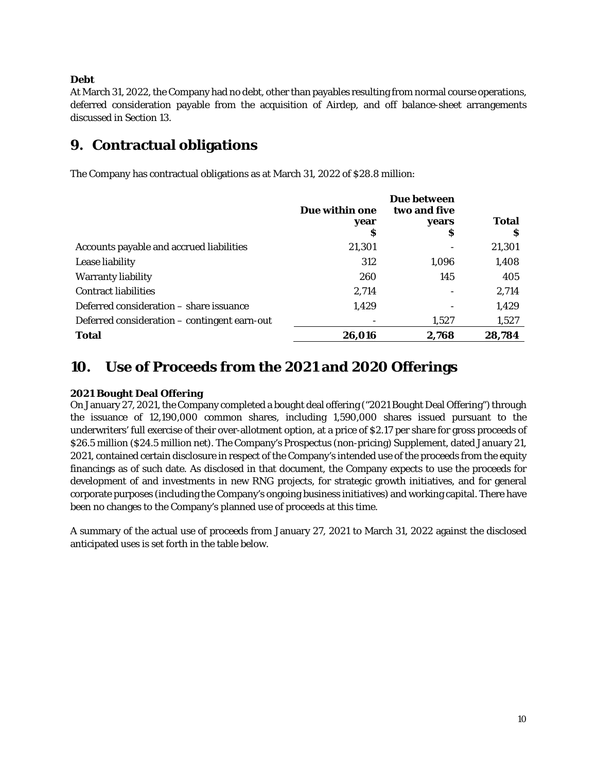**Debt**
At March 31, 2022, the Company had no debt, other than payables resulting from normal course operations, deferred consideration payable from the acquisition of Airdep, and off balance-sheet arrangements discussed in Section 13.

## 9. Contractual obligations

The Company has contractual obligations as at March 31, 2022 of $28.8 million:

| | Due within one year<br>$ | Due between two and five years<br>$ | Total<br>$ |
|---|---|---|---|
| Accounts payable and accrued liabilities | 21,301 | - | 21,301 |
| Lease liability | 312 | 1,096 | 1,408 |
| Warranty liability | 260 | 145 | 405 |
| Contract liabilities | 2,714 | - | 2,714 |
| Deferred consideration – share issuance | 1,429 | - | 1,429 |
| Deferred consideration – contingent earn-out | - | 1,527 | 1,527 |
| **Total** | **26,016** | **2,768** | **28,784** |

## 10. Use of Proceeds from the 2021 and 2020 Offerings

**2021 Bought Deal Offering**
On January 27, 2021, the Company completed a bought deal offering ("2021 Bought Deal Offering") through the issuance of 12,190,000 common shares, including 1,590,000 shares issued pursuant to the underwriters' full exercise of their over-allotment option, at a price of $2.17 per share for gross proceeds of $26.5 million ($24.5 million net). The Company's Prospectus (non-pricing) Supplement, dated January 21, 2021, contained certain disclosure in respect of the Company's intended use of the proceeds from the equity financings as of such date. As disclosed in that document, the Company expects to use the proceeds for development of and investments in new RNG projects, for strategic growth initiatives, and for general corporate purposes (including the Company's ongoing business initiatives) and working capital. There have been no changes to the Company's planned use of proceeds at this time.

A summary of the actual use of proceeds from January 27, 2021 to March 31, 2022 against the disclosed anticipated uses is set forth in the table below.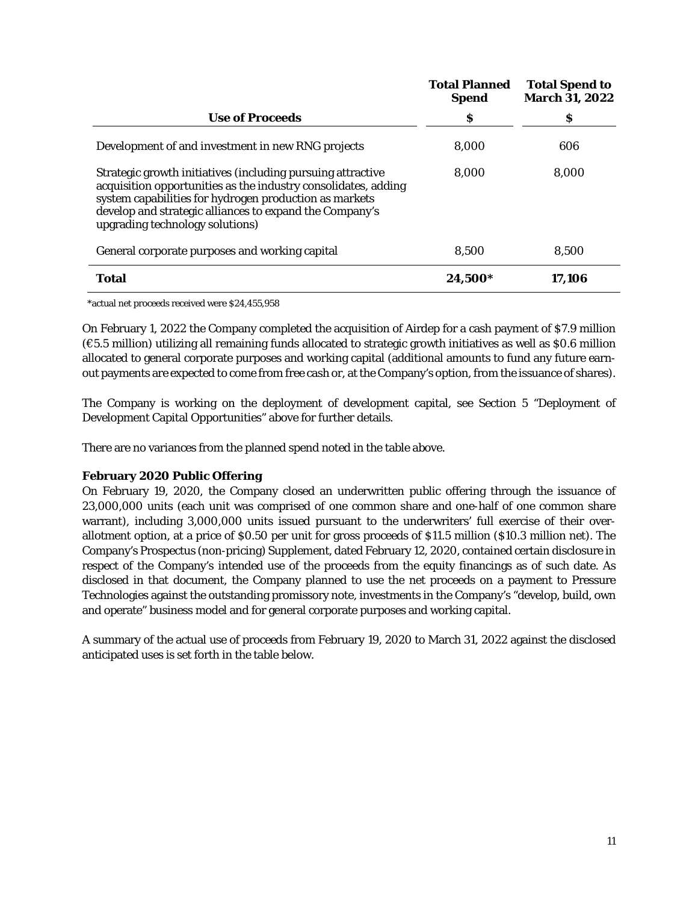| Use of Proceeds | Total Planned Spend<br>$ | Total Spend to March 31, 2022<br>$ |
|---|---|---|
| Development of and investment in new RNG projects | 8,000 | 606 |
| Strategic growth initiatives (including pursuing attractive acquisition opportunities as the industry consolidates, adding system capabilities for hydrogen production as markets develop and strategic alliances to expand the Company's upgrading technology solutions) | 8,000 | 8,000 |
| General corporate purposes and working capital | 8,500 | 8,500 |
| **Total** | **24,500*** | **17,106** |

*actual net proceeds received were $24,455,958

On February 1, 2022 the Company completed the acquisition of Airdep for a cash payment of $7.9 million (€5.5 million) utilizing all remaining funds allocated to strategic growth initiatives as well as $0.6 million allocated to general corporate purposes and working capital (additional amounts to fund any future earn-out payments are expected to come from free cash or, at the Company's option, from the issuance of shares).

The Company is working on the deployment of development capital, see Section 5 "Deployment of Development Capital Opportunities" above for further details.

There are no variances from the planned spend noted in the table above.

**February 2020 Public Offering**

On February 19, 2020, the Company closed an underwritten public offering through the issuance of 23,000,000 units (each unit was comprised of one common share and one-half of one common share warrant), including 3,000,000 units issued pursuant to the underwriters' full exercise of their over-allotment option, at a price of $0.50 per unit for gross proceeds of $11.5 million ($10.3 million net). The Company's Prospectus (non-pricing) Supplement, dated February 12, 2020, contained certain disclosure in respect of the Company's intended use of the proceeds from the equity financings as of such date. As disclosed in that document, the Company planned to use the net proceeds on a payment to Pressure Technologies against the outstanding promissory note, investments in the Company's "develop, build, own and operate" business model and for general corporate purposes and working capital.

A summary of the actual use of proceeds from February 19, 2020 to March 31, 2022 against the disclosed anticipated uses is set forth in the table below.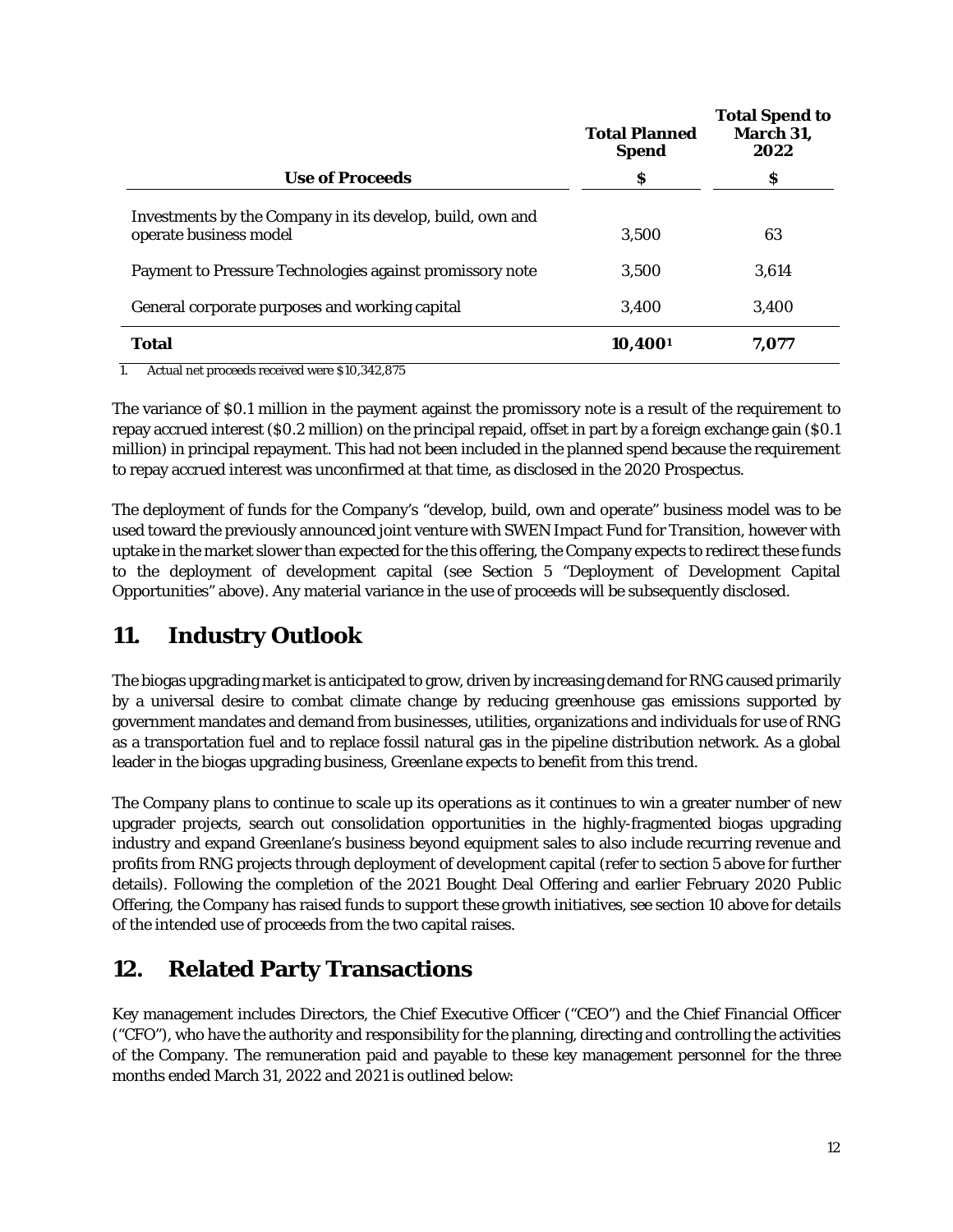| Use of Proceeds | Total Planned Spend | Total Spend to March 31, 2022 |
| --- | --- | --- |
| | $ | $ |
| Investments by the Company in its develop, build, own and operate business model | 3,500 | 63 |
| Payment to Pressure Technologies against promissory note | 3,500 | 3,614 |
| General corporate purposes and working capital | 3,400 | 3,400 |
| **Total** | **10,400**[1] | **7,077** |

1. Actual net proceeds received were $10,342,875

The variance of $0.1 million in the payment against the promissory note is a result of the requirement to repay accrued interest ($0.2 million) on the principal repaid, offset in part by a foreign exchange gain ($0.1 million) in principal repayment. This had not been included in the planned spend because the requirement to repay accrued interest was unconfirmed at that time, as disclosed in the 2020 Prospectus.

The deployment of funds for the Company's "develop, build, own and operate" business model was to be used toward the previously announced joint venture with SWEN Impact Fund for Transition, however with uptake in the market slower than expected for the this offering, the Company expects to redirect these funds to the deployment of development capital (see Section 5 "Deployment of Development Capital Opportunities" above). Any material variance in the use of proceeds will be subsequently disclosed.

## 11. Industry Outlook

The biogas upgrading market is anticipated to grow, driven by increasing demand for RNG caused primarily by a universal desire to combat climate change by reducing greenhouse gas emissions supported by government mandates and demand from businesses, utilities, organizations and individuals for use of RNG as a transportation fuel and to replace fossil natural gas in the pipeline distribution network. As a global leader in the biogas upgrading business, Greenlane expects to benefit from this trend.

The Company plans to continue to scale up its operations as it continues to win a greater number of new upgrader projects, search out consolidation opportunities in the highly-fragmented biogas upgrading industry and expand Greenlane's business beyond equipment sales to also include recurring revenue and profits from RNG projects through deployment of development capital (refer to section 5 above for further details). Following the completion of the 2021 Bought Deal Offering and earlier February 2020 Public Offering, the Company has raised funds to support these growth initiatives, see section 10 above for details of the intended use of proceeds from the two capital raises.

## 12. Related Party Transactions

Key management includes Directors, the Chief Executive Officer ("CEO") and the Chief Financial Officer ("CFO"), who have the authority and responsibility for the planning, directing and controlling the activities of the Company. The remuneration paid and payable to these key management personnel for the three months ended March 31, 2022 and 2021 is outlined below: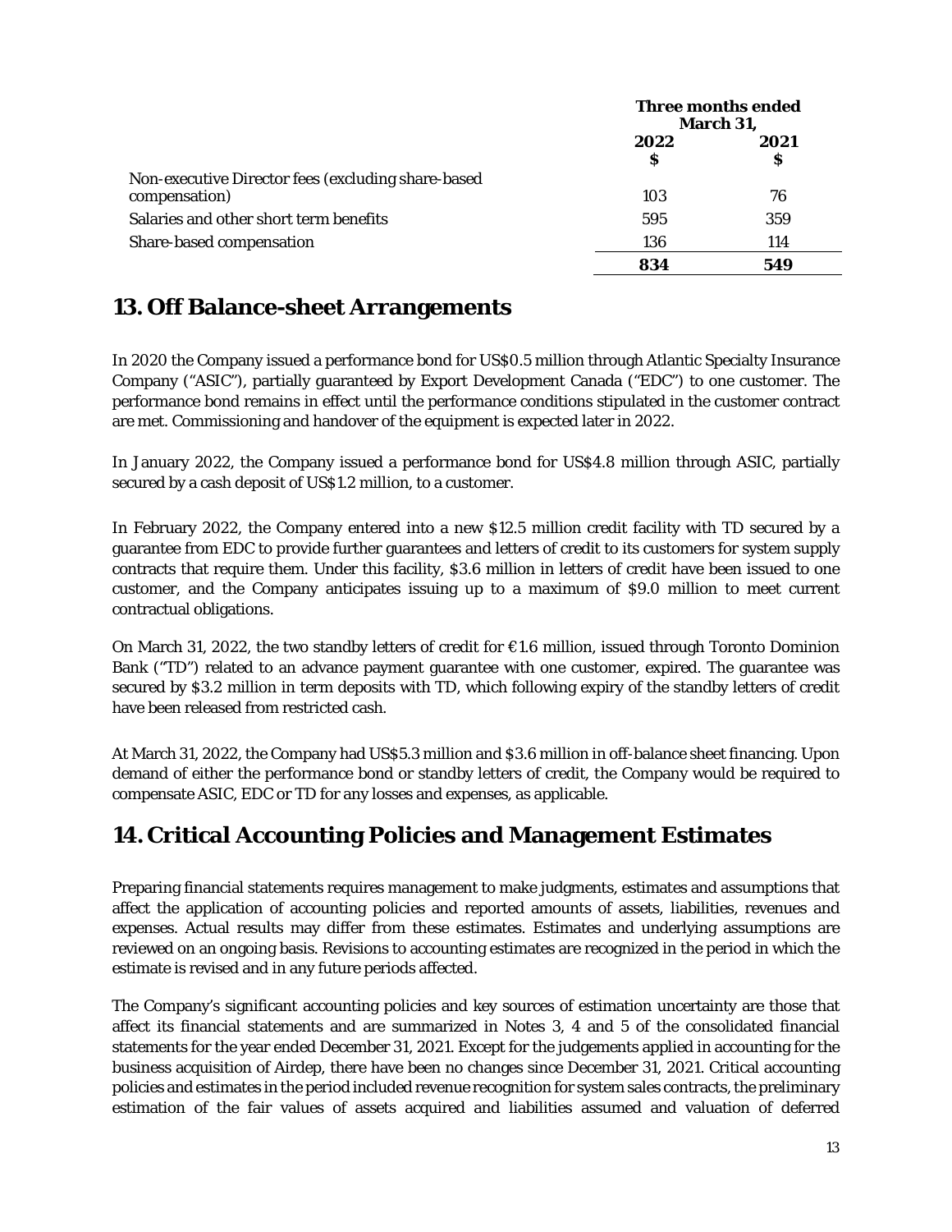| | Three months ended March 31, | |
|---|---|---|
| | 2022 | 2021 |
| | $ | $ |
| Non-executive Director fees (excluding share-based compensation) | 103 | 76 |
| Salaries and other short term benefits | 595 | 359 |
| Share-based compensation | 136 | 114 |
| | **834** | **549** |

## 13. Off Balance-sheet Arrangements

In 2020 the Company issued a performance bond for US$0.5 million through Atlantic Specialty Insurance Company ("ASIC"), partially guaranteed by Export Development Canada ("EDC") to one customer. The performance bond remains in effect until the performance conditions stipulated in the customer contract are met. Commissioning and handover of the equipment is expected later in 2022.

In January 2022, the Company issued a performance bond for US$4.8 million through ASIC, partially secured by a cash deposit of US$1.2 million, to a customer.

In February 2022, the Company entered into a new $12.5 million credit facility with TD secured by a guarantee from EDC to provide further guarantees and letters of credit to its customers for system supply contracts that require them. Under this facility, $3.6 million in letters of credit have been issued to one customer, and the Company anticipates issuing up to a maximum of $9.0 million to meet current contractual obligations.

On March 31, 2022, the two standby letters of credit for €1.6 million, issued through Toronto Dominion Bank ("TD") related to an advance payment guarantee with one customer, expired. The guarantee was secured by $3.2 million in term deposits with TD, which following expiry of the standby letters of credit have been released from restricted cash.

At March 31, 2022, the Company had US$5.3 million and $3.6 million in off-balance sheet financing. Upon demand of either the performance bond or standby letters of credit, the Company would be required to compensate ASIC, EDC or TD for any losses and expenses, as applicable.

## 14. Critical Accounting Policies and Management Estimates

Preparing financial statements requires management to make judgments, estimates and assumptions that affect the application of accounting policies and reported amounts of assets, liabilities, revenues and expenses. Actual results may differ from these estimates. Estimates and underlying assumptions are reviewed on an ongoing basis. Revisions to accounting estimates are recognized in the period in which the estimate is revised and in any future periods affected.

The Company's significant accounting policies and key sources of estimation uncertainty are those that affect its financial statements and are summarized in Notes 3, 4 and 5 of the consolidated financial statements for the year ended December 31, 2021. Except for the judgements applied in accounting for the business acquisition of Airdep, there have been no changes since December 31, 2021. Critical accounting policies and estimates in the period included revenue recognition for system sales contracts, the preliminary estimation of the fair values of assets acquired and liabilities assumed and valuation of deferred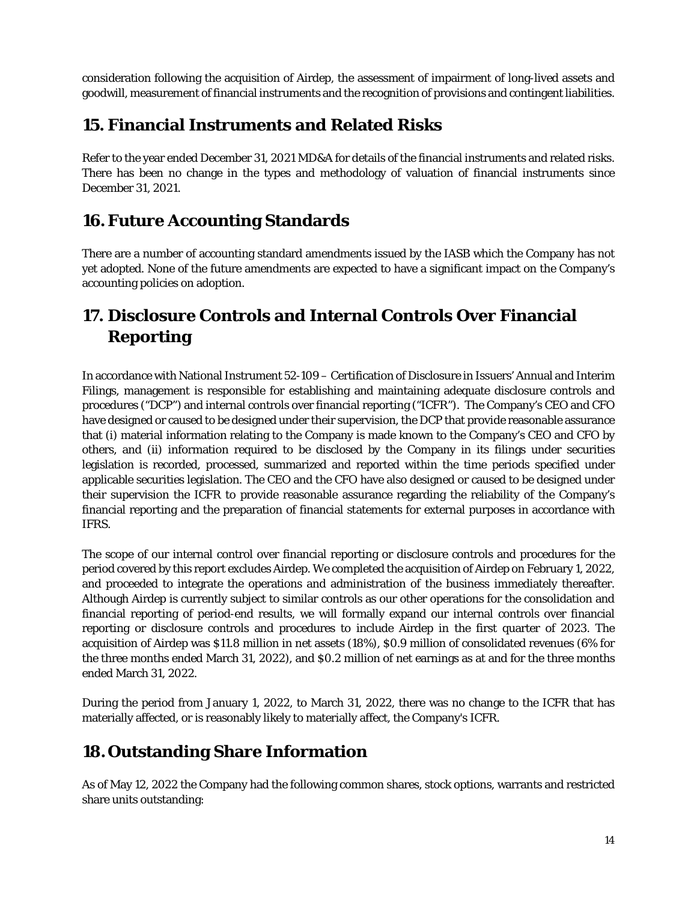consideration following the acquisition of Airdep, the assessment of impairment of long-lived assets and goodwill, measurement of financial instruments and the recognition of provisions and contingent liabilities.

## 15. Financial Instruments and Related Risks

Refer to the year ended December 31, 2021 MD&A for details of the financial instruments and related risks. There has been no change in the types and methodology of valuation of financial instruments since December 31, 2021.

## 16. Future Accounting Standards

There are a number of accounting standard amendments issued by the IASB which the Company has not yet adopted. None of the future amendments are expected to have a significant impact on the Company's accounting policies on adoption.

## 17. Disclosure Controls and Internal Controls Over Financial Reporting

In accordance with National Instrument 52-109 – Certification of Disclosure in Issuers' Annual and Interim Filings, management is responsible for establishing and maintaining adequate disclosure controls and procedures ("DCP") and internal controls over financial reporting ("ICFR"). The Company's CEO and CFO have designed or caused to be designed under their supervision, the DCP that provide reasonable assurance that (i) material information relating to the Company is made known to the Company's CEO and CFO by others, and (ii) information required to be disclosed by the Company in its filings under securities legislation is recorded, processed, summarized and reported within the time periods specified under applicable securities legislation. The CEO and the CFO have also designed or caused to be designed under their supervision the ICFR to provide reasonable assurance regarding the reliability of the Company's financial reporting and the preparation of financial statements for external purposes in accordance with IFRS.

The scope of our internal control over financial reporting or disclosure controls and procedures for the period covered by this report excludes Airdep. We completed the acquisition of Airdep on February 1, 2022, and proceeded to integrate the operations and administration of the business immediately thereafter. Although Airdep is currently subject to similar controls as our other operations for the consolidation and financial reporting of period-end results, we will formally expand our internal controls over financial reporting or disclosure controls and procedures to include Airdep in the first quarter of 2023. The acquisition of Airdep was $11.8 million in net assets (18%), $0.9 million of consolidated revenues (6% for the three months ended March 31, 2022), and $0.2 million of net earnings as at and for the three months ended March 31, 2022.

During the period from January 1, 2022, to March 31, 2022, there was no change to the ICFR that has materially affected, or is reasonably likely to materially affect, the Company's ICFR.

## 18. Outstanding Share Information

As of May 12, 2022 the Company had the following common shares, stock options, warrants and restricted share units outstanding: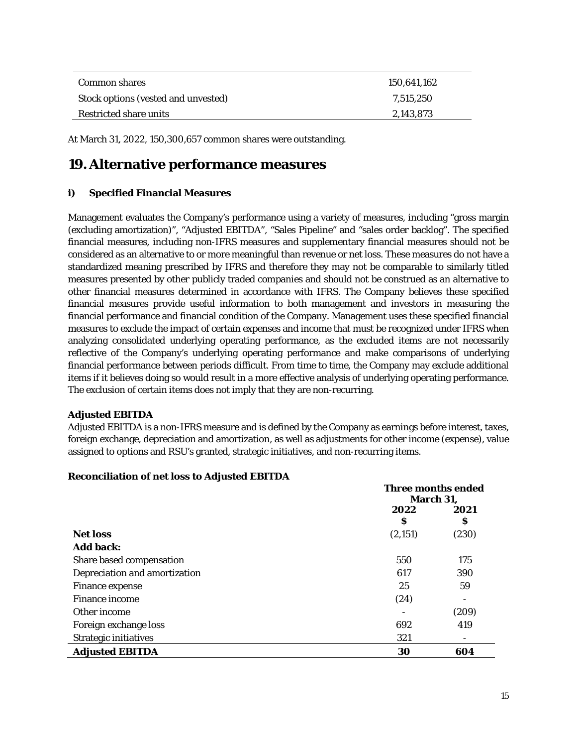| | |
|---|---|
| Common shares | 150,641,162 |
| Stock options (vested and unvested) | 7,515,250 |
| Restricted share units | 2,143,873 |

At March 31, 2022, 150,300,657 common shares were outstanding.

# 19. Alternative performance measures

### i) Specified Financial Measures

Management evaluates the Company's performance using a variety of measures, including "gross margin (excluding amortization)", "Adjusted EBITDA", "Sales Pipeline" and "sales order backlog". The specified financial measures, including non-IFRS measures and supplementary financial measures should not be considered as an alternative to or more meaningful than revenue or net loss. These measures do not have a standardized meaning prescribed by IFRS and therefore they may not be comparable to similarly titled measures presented by other publicly traded companies and should not be construed as an alternative to other financial measures determined in accordance with IFRS. The Company believes these specified financial measures provide useful information to both management and investors in measuring the financial performance and financial condition of the Company. Management uses these specified financial measures to exclude the impact of certain expenses and income that must be recognized under IFRS when analyzing consolidated underlying operating performance, as the excluded items are not necessarily reflective of the Company's underlying operating performance and make comparisons of underlying financial performance between periods difficult. From time to time, the Company may exclude additional items if it believes doing so would result in a more effective analysis of underlying operating performance. The exclusion of certain items does not imply that they are non-recurring.

**Adjusted EBITDA**

Adjusted EBITDA is a non-IFRS measure and is defined by the Company as earnings before interest, taxes, foreign exchange, depreciation and amortization, as well as adjustments for other income (expense), value assigned to options and RSU's granted, strategic initiatives, and non-recurring items.

**Reconciliation of net loss to Adjusted EBITDA**

| | **Three months ended March 31,** | |
|---|---|---|
| | **2022** | **2021** |
| | **$** | **$** |
| **Net loss** | (2,151) | (230) |
| **Add back:** | | |
| Share based compensation | 550 | 175 |
| Depreciation and amortization | 617 | 390 |
| Finance expense | 25 | 59 |
| Finance income | (24) | - |
| Other income | - | (209) |
| Foreign exchange loss | 692 | 419 |
| Strategic initiatives | 321 | - |
| **Adjusted EBITDA** | **30** | **604** |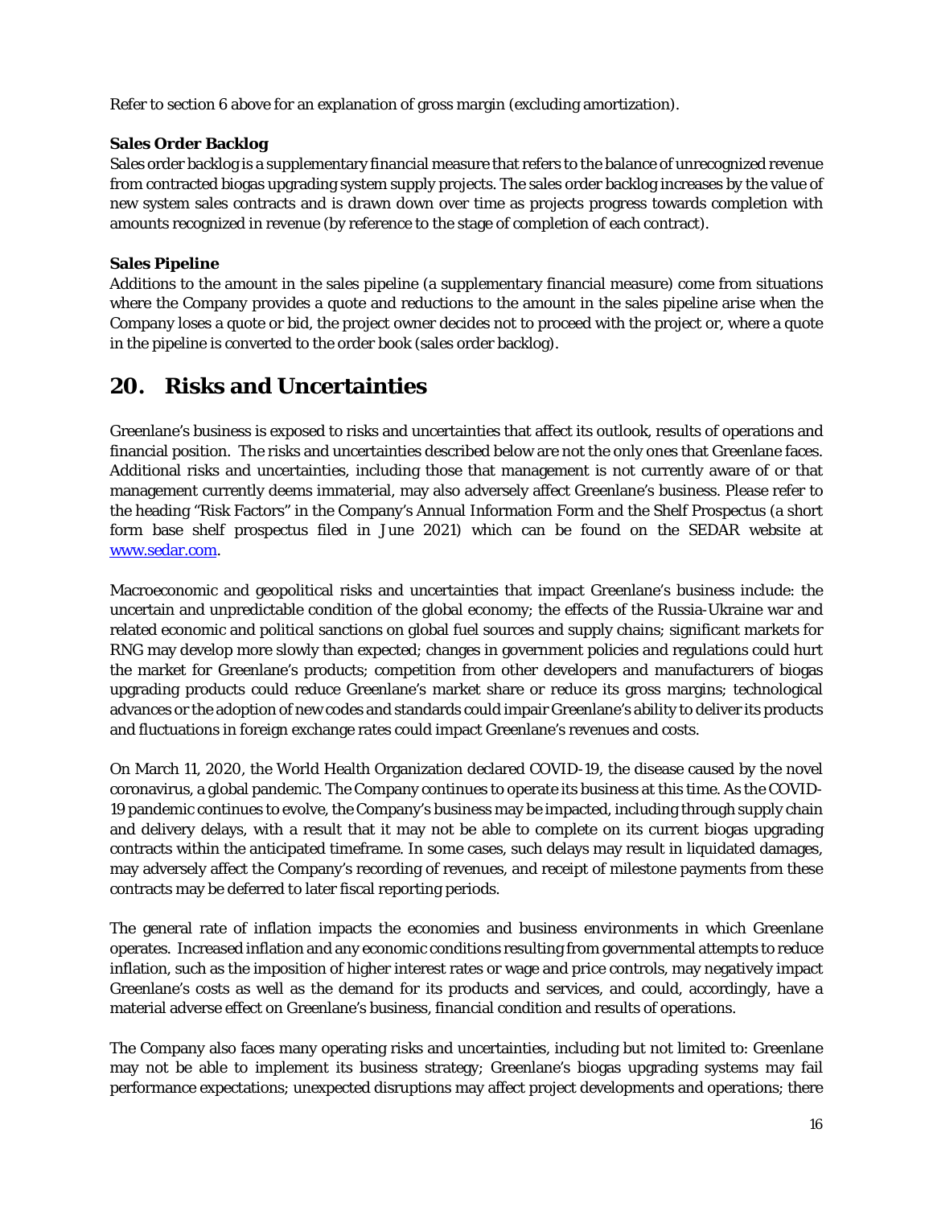Refer to section 6 above for an explanation of gross margin (excluding amortization).

**Sales Order Backlog**

Sales order backlog is a supplementary financial measure that refers to the balance of unrecognized revenue from contracted biogas upgrading system supply projects. The sales order backlog increases by the value of new system sales contracts and is drawn down over time as projects progress towards completion with amounts recognized in revenue (by reference to the stage of completion of each contract).

**Sales Pipeline**

Additions to the amount in the sales pipeline (a supplementary financial measure) come from situations where the Company provides a quote and reductions to the amount in the sales pipeline arise when the Company loses a quote or bid, the project owner decides not to proceed with the project or, where a quote in the pipeline is converted to the order book (sales order backlog).

# 20. Risks and Uncertainties

Greenlane's business is exposed to risks and uncertainties that affect its outlook, results of operations and financial position. The risks and uncertainties described below are not the only ones that Greenlane faces. Additional risks and uncertainties, including those that management is not currently aware of or that management currently deems immaterial, may also adversely affect Greenlane's business. Please refer to the heading "Risk Factors" in the Company's Annual Information Form and the Shelf Prospectus (a short form base shelf prospectus filed in June 2021) which can be found on the SEDAR website at [www.sedar.com](http://www.sedar.com).

Macroeconomic and geopolitical risks and uncertainties that impact Greenlane's business include: the uncertain and unpredictable condition of the global economy; the effects of the Russia-Ukraine war and related economic and political sanctions on global fuel sources and supply chains; significant markets for RNG may develop more slowly than expected; changes in government policies and regulations could hurt the market for Greenlane's products; competition from other developers and manufacturers of biogas upgrading products could reduce Greenlane's market share or reduce its gross margins; technological advances or the adoption of new codes and standards could impair Greenlane's ability to deliver its products and fluctuations in foreign exchange rates could impact Greenlane's revenues and costs.

On March 11, 2020, the World Health Organization declared COVID-19, the disease caused by the novel coronavirus, a global pandemic. The Company continues to operate its business at this time. As the COVID-19 pandemic continues to evolve, the Company's business may be impacted, including through supply chain and delivery delays, with a result that it may not be able to complete on its current biogas upgrading contracts within the anticipated timeframe. In some cases, such delays may result in liquidated damages, may adversely affect the Company's recording of revenues, and receipt of milestone payments from these contracts may be deferred to later fiscal reporting periods.

The general rate of inflation impacts the economies and business environments in which Greenlane operates. Increased inflation and any economic conditions resulting from governmental attempts to reduce inflation, such as the imposition of higher interest rates or wage and price controls, may negatively impact Greenlane's costs as well as the demand for its products and services, and could, accordingly, have a material adverse effect on Greenlane's business, financial condition and results of operations.

The Company also faces many operating risks and uncertainties, including but not limited to: Greenlane may not be able to implement its business strategy; Greenlane's biogas upgrading systems may fail performance expectations; unexpected disruptions may affect project developments and operations; there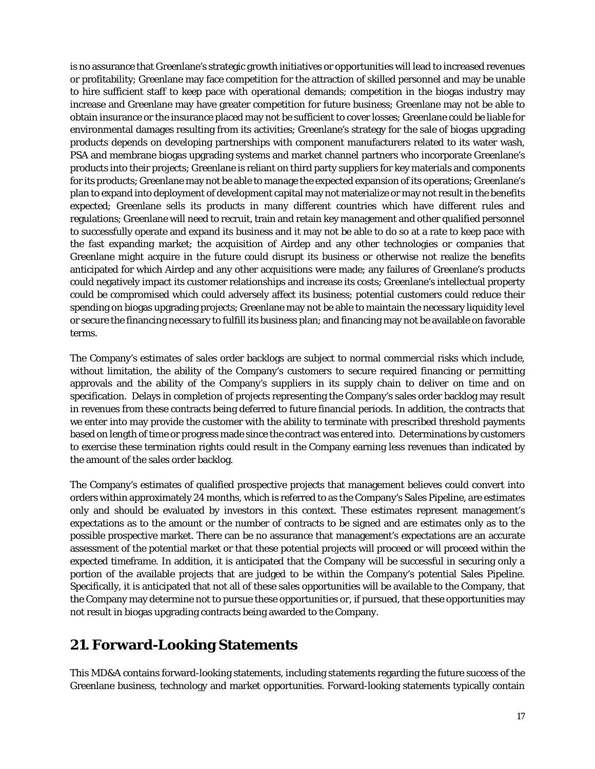is no assurance that Greenlane's strategic growth initiatives or opportunities will lead to increased revenues or profitability; Greenlane may face competition for the attraction of skilled personnel and may be unable to hire sufficient staff to keep pace with operational demands; competition in the biogas industry may increase and Greenlane may have greater competition for future business; Greenlane may not be able to obtain insurance or the insurance placed may not be sufficient to cover losses; Greenlane could be liable for environmental damages resulting from its activities; Greenlane's strategy for the sale of biogas upgrading products depends on developing partnerships with component manufacturers related to its water wash, PSA and membrane biogas upgrading systems and market channel partners who incorporate Greenlane's products into their projects; Greenlane is reliant on third party suppliers for key materials and components for its products; Greenlane may not be able to manage the expected expansion of its operations; Greenlane's plan to expand into deployment of development capital may not materialize or may not result in the benefits expected; Greenlane sells its products in many different countries which have different rules and regulations; Greenlane will need to recruit, train and retain key management and other qualified personnel to successfully operate and expand its business and it may not be able to do so at a rate to keep pace with the fast expanding market; the acquisition of Airdep and any other technologies or companies that Greenlane might acquire in the future could disrupt its business or otherwise not realize the benefits anticipated for which Airdep and any other acquisitions were made; any failures of Greenlane's products could negatively impact its customer relationships and increase its costs; Greenlane's intellectual property could be compromised which could adversely affect its business; potential customers could reduce their spending on biogas upgrading projects; Greenlane may not be able to maintain the necessary liquidity level or secure the financing necessary to fulfill its business plan; and financing may not be available on favorable terms.

The Company's estimates of sales order backlogs are subject to normal commercial risks which include, without limitation, the ability of the Company's customers to secure required financing or permitting approvals and the ability of the Company's suppliers in its supply chain to deliver on time and on specification. Delays in completion of projects representing the Company's sales order backlog may result in revenues from these contracts being deferred to future financial periods. In addition, the contracts that we enter into may provide the customer with the ability to terminate with prescribed threshold payments based on length of time or progress made since the contract was entered into. Determinations by customers to exercise these termination rights could result in the Company earning less revenues than indicated by the amount of the sales order backlog.

The Company's estimates of qualified prospective projects that management believes could convert into orders within approximately 24 months, which is referred to as the Company's Sales Pipeline, are estimates only and should be evaluated by investors in this context. These estimates represent management's expectations as to the amount or the number of contracts to be signed and are estimates only as to the possible prospective market. There can be no assurance that management's expectations are an accurate assessment of the potential market or that these potential projects will proceed or will proceed within the expected timeframe. In addition, it is anticipated that the Company will be successful in securing only a portion of the available projects that are judged to be within the Company's potential Sales Pipeline. Specifically, it is anticipated that not all of these sales opportunities will be available to the Company, that the Company may determine not to pursue these opportunities or, if pursued, that these opportunities may not result in biogas upgrading contracts being awarded to the Company.

## 21. Forward-Looking Statements

This MD&A contains forward-looking statements, including statements regarding the future success of the Greenlane business, technology and market opportunities. Forward-looking statements typically contain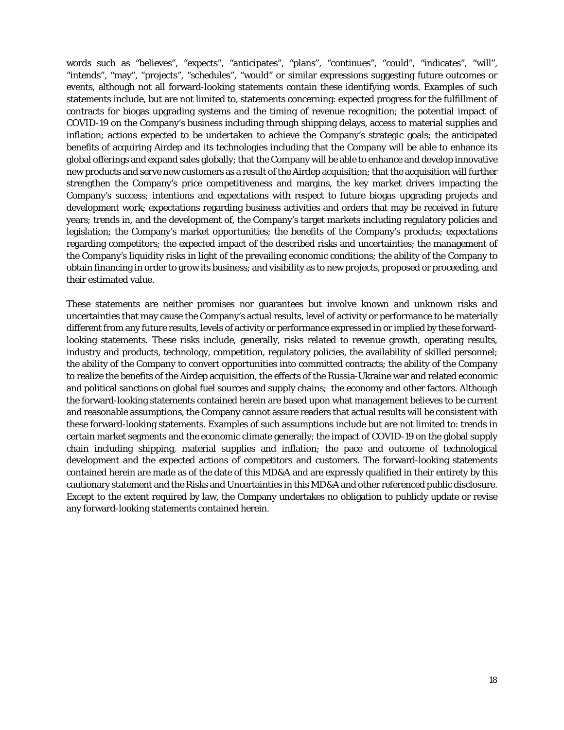words such as "believes", "expects", "anticipates", "plans", "continues", "could", "indicates", "will", "intends", "may", "projects", "schedules", "would" or similar expressions suggesting future outcomes or events, although not all forward-looking statements contain these identifying words. Examples of such statements include, but are not limited to, statements concerning: expected progress for the fulfillment of contracts for biogas upgrading systems and the timing of revenue recognition; the potential impact of COVID-19 on the Company's business including through shipping delays, access to material supplies and inflation; actions expected to be undertaken to achieve the Company's strategic goals; the anticipated benefits of acquiring Airdep and its technologies including that the Company will be able to enhance its global offerings and expand sales globally; that the Company will be able to enhance and develop innovative new products and serve new customers as a result of the Airdep acquisition; that the acquisition will further strengthen the Company's price competitiveness and margins, the key market drivers impacting the Company's success; intentions and expectations with respect to future biogas upgrading projects and development work; expectations regarding business activities and orders that may be received in future years; trends in, and the development of, the Company's target markets including regulatory policies and legislation; the Company's market opportunities; the benefits of the Company's products; expectations regarding competitors; the expected impact of the described risks and uncertainties; the management of the Company's liquidity risks in light of the prevailing economic conditions; the ability of the Company to obtain financing in order to grow its business; and visibility as to new projects, proposed or proceeding, and their estimated value.

These statements are neither promises nor guarantees but involve known and unknown risks and uncertainties that may cause the Company's actual results, level of activity or performance to be materially different from any future results, levels of activity or performance expressed in or implied by these forward-looking statements. These risks include, generally, risks related to revenue growth, operating results, industry and products, technology, competition, regulatory policies, the availability of skilled personnel; the ability of the Company to convert opportunities into committed contracts; the ability of the Company to realize the benefits of the Airdep acquisition, the effects of the Russia-Ukraine war and related economic and political sanctions on global fuel sources and supply chains; the economy and other factors. Although the forward-looking statements contained herein are based upon what management believes to be current and reasonable assumptions, the Company cannot assure readers that actual results will be consistent with these forward-looking statements. Examples of such assumptions include but are not limited to: trends in certain market segments and the economic climate generally; the impact of COVID-19 on the global supply chain including shipping, material supplies and inflation; the pace and outcome of technological development and the expected actions of competitors and customers. The forward-looking statements contained herein are made as of the date of this MD&A and are expressly qualified in their entirety by this cautionary statement and the Risks and Uncertainties in this MD&A and other referenced public disclosure. Except to the extent required by law, the Company undertakes no obligation to publicly update or revise any forward-looking statements contained herein.